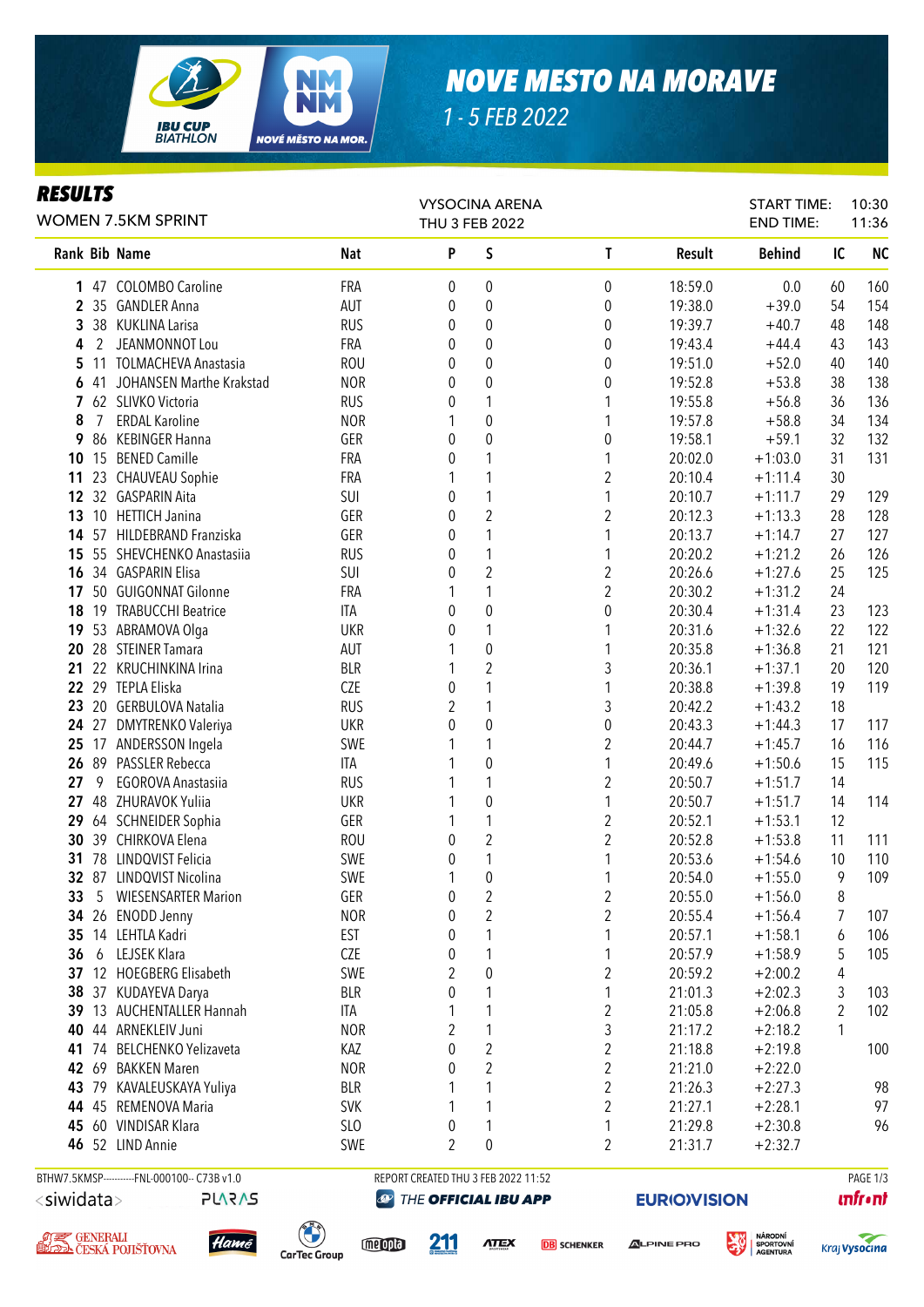# NOVE MESTO NA MORAVE

1 - 5 FEB 2022

## RESULTS

WOMEN 7.5KM SPRINT

VYSOCINA ARENA
THU 3 FEB 2022

START TIME: 10:30
END TIME: 11:36

| Rank | Bib | Name | Nat | P | S | T | Result | Behind | IC | NC |
|---|---|---|---|---|---|---|---|---|---|---|
| 1 | 47 | COLOMBO Caroline | FRA | 0 | 0 | 0 | 18:59.0 | 0.0 | 60 | 160 |
| 2 | 35 | GANDLER Anna | AUT | 0 | 0 | 0 | 19:38.0 | +39.0 | 54 | 154 |
| 3 | 38 | KUKLINA Larisa | RUS | 0 | 0 | 0 | 19:39.7 | +40.7 | 48 | 148 |
| 4 | 2 | JEANMONNOT Lou | FRA | 0 | 0 | 0 | 19:43.4 | +44.4 | 43 | 143 |
| 5 | 11 | TOLMACHEVA Anastasia | ROU | 0 | 0 | 0 | 19:51.0 | +52.0 | 40 | 140 |
| 6 | 41 | JOHANSEN Marthe Krakstad | NOR | 0 | 0 | 0 | 19:52.8 | +53.8 | 38 | 138 |
| 7 | 62 | SLIVKO Victoria | RUS | 0 | 1 | 1 | 19:55.8 | +56.8 | 36 | 136 |
| 8 | 7 | ERDAL Karoline | NOR | 1 | 0 | 1 | 19:57.8 | +58.8 | 34 | 134 |
| 9 | 86 | KEBINGER Hanna | GER | 0 | 0 | 0 | 19:58.1 | +59.1 | 32 | 132 |
| 10 | 15 | BENED Camille | FRA | 0 | 1 | 1 | 20:02.0 | +1:03.0 | 31 | 131 |
| 11 | 23 | CHAUVEAU Sophie | FRA | 1 | 1 | 2 | 20:10.4 | +1:11.4 | 30 | |
| 12 | 32 | GASPARIN Aita | SUI | 0 | 1 | 1 | 20:10.7 | +1:11.7 | 29 | 129 |
| 13 | 10 | HETTICH Janina | GER | 0 | 2 | 2 | 20:12.3 | +1:13.3 | 28 | 128 |
| 14 | 57 | HILDEBRAND Franziska | GER | 0 | 1 | 1 | 20:13.7 | +1:14.7 | 27 | 127 |
| 15 | 55 | SHEVCHENKO Anastasiia | RUS | 0 | 1 | 1 | 20:20.2 | +1:21.2 | 26 | 126 |
| 16 | 34 | GASPARIN Elisa | SUI | 0 | 2 | 2 | 20:26.6 | +1:27.6 | 25 | 125 |
| 17 | 50 | GUIGONNAT Gilonne | FRA | 1 | 1 | 2 | 20:30.2 | +1:31.2 | 24 | |
| 18 | 19 | TRABUCCHI Beatrice | ITA | 0 | 0 | 0 | 20:30.4 | +1:31.4 | 23 | 123 |
| 19 | 53 | ABRAMOVA Olga | UKR | 0 | 1 | 1 | 20:31.6 | +1:32.6 | 22 | 122 |
| 20 | 28 | STEINER Tamara | AUT | 1 | 0 | 1 | 20:35.8 | +1:36.8 | 21 | 121 |
| 21 | 22 | KRUCHINKINA Irina | BLR | 1 | 2 | 3 | 20:36.1 | +1:37.1 | 20 | 120 |
| 22 | 29 | TEPLA Eliska | CZE | 0 | 1 | 1 | 20:38.8 | +1:39.8 | 19 | 119 |
| 23 | 20 | GERBULOVA Natalia | RUS | 2 | 1 | 3 | 20:42.2 | +1:43.2 | 18 | |
| 24 | 27 | DMYTRENKO Valeriya | UKR | 0 | 0 | 0 | 20:43.3 | +1:44.3 | 17 | 117 |
| 25 | 17 | ANDERSSON Ingela | SWE | 1 | 1 | 2 | 20:44.7 | +1:45.7 | 16 | 116 |
| 26 | 89 | PASSLER Rebecca | ITA | 1 | 0 | 1 | 20:49.6 | +1:50.6 | 15 | 115 |
| 27 | 9 | EGOROVA Anastasiia | RUS | 1 | 1 | 2 | 20:50.7 | +1:51.7 | 14 | |
| 27 | 48 | ZHURAVOK Yuliia | UKR | 1 | 0 | 1 | 20:50.7 | +1:51.7 | 14 | 114 |
| 29 | 64 | SCHNEIDER Sophia | GER | 1 | 1 | 2 | 20:52.1 | +1:53.1 | 12 | |
| 30 | 39 | CHIRKOVA Elena | ROU | 0 | 2 | 2 | 20:52.8 | +1:53.8 | 11 | 111 |
| 31 | 78 | LINDQVIST Felicia | SWE | 0 | 1 | 1 | 20:53.6 | +1:54.6 | 10 | 110 |
| 32 | 87 | LINDQVIST Nicolina | SWE | 1 | 0 | 1 | 20:54.0 | +1:55.0 | 9 | 109 |
| 33 | 5 | WIESENSARTER Marion | GER | 0 | 2 | 2 | 20:55.0 | +1:56.0 | 8 | |
| 34 | 26 | ENODD Jenny | NOR | 0 | 2 | 2 | 20:55.4 | +1:56.4 | 7 | 107 |
| 35 | 14 | LEHTLA Kadri | EST | 0 | 1 | 1 | 20:57.1 | +1:58.1 | 6 | 106 |
| 36 | 6 | LEJSEK Klara | CZE | 0 | 1 | 1 | 20:57.9 | +1:58.9 | 5 | 105 |
| 37 | 12 | HOEGBERG Elisabeth | SWE | 2 | 0 | 2 | 20:59.2 | +2:00.2 | 4 | |
| 38 | 37 | KUDAYEVA Darya | BLR | 0 | 1 | 1 | 21:01.3 | +2:02.3 | 3 | 103 |
| 39 | 13 | AUCHENTALLER Hannah | ITA | 1 | 1 | 2 | 21:05.8 | +2:06.8 | 2 | 102 |
| 40 | 44 | ARNEKLEIV Juni | NOR | 2 | 1 | 3 | 21:17.2 | +2:18.2 | 1 | |
| 41 | 74 | BELCHENKO Yelizaveta | KAZ | 0 | 2 | 2 | 21:18.8 | +2:19.8 | | 100 |
| 42 | 69 | BAKKEN Maren | NOR | 0 | 2 | 2 | 21:21.0 | +2:22.0 | | |
| 43 | 79 | KAVALEUSKAYA Yuliya | BLR | 1 | 1 | 2 | 21:26.3 | +2:27.3 | | 98 |
| 44 | 45 | REMENOVA Maria | SVK | 1 | 1 | 2 | 21:27.1 | +2:28.1 | | 97 |
| 45 | 60 | VINDISAR Klara | SLO | 0 | 1 | 1 | 21:29.8 | +2:30.8 | | 96 |
| 46 | 52 | LIND Annie | SWE | 2 | 0 | 2 | 21:31.7 | +2:32.7 | | |

BTHW7.5KMSP----------FNL-000100-- C73B v1.0 REPORT CREATED THU 3 FEB 2022 11:52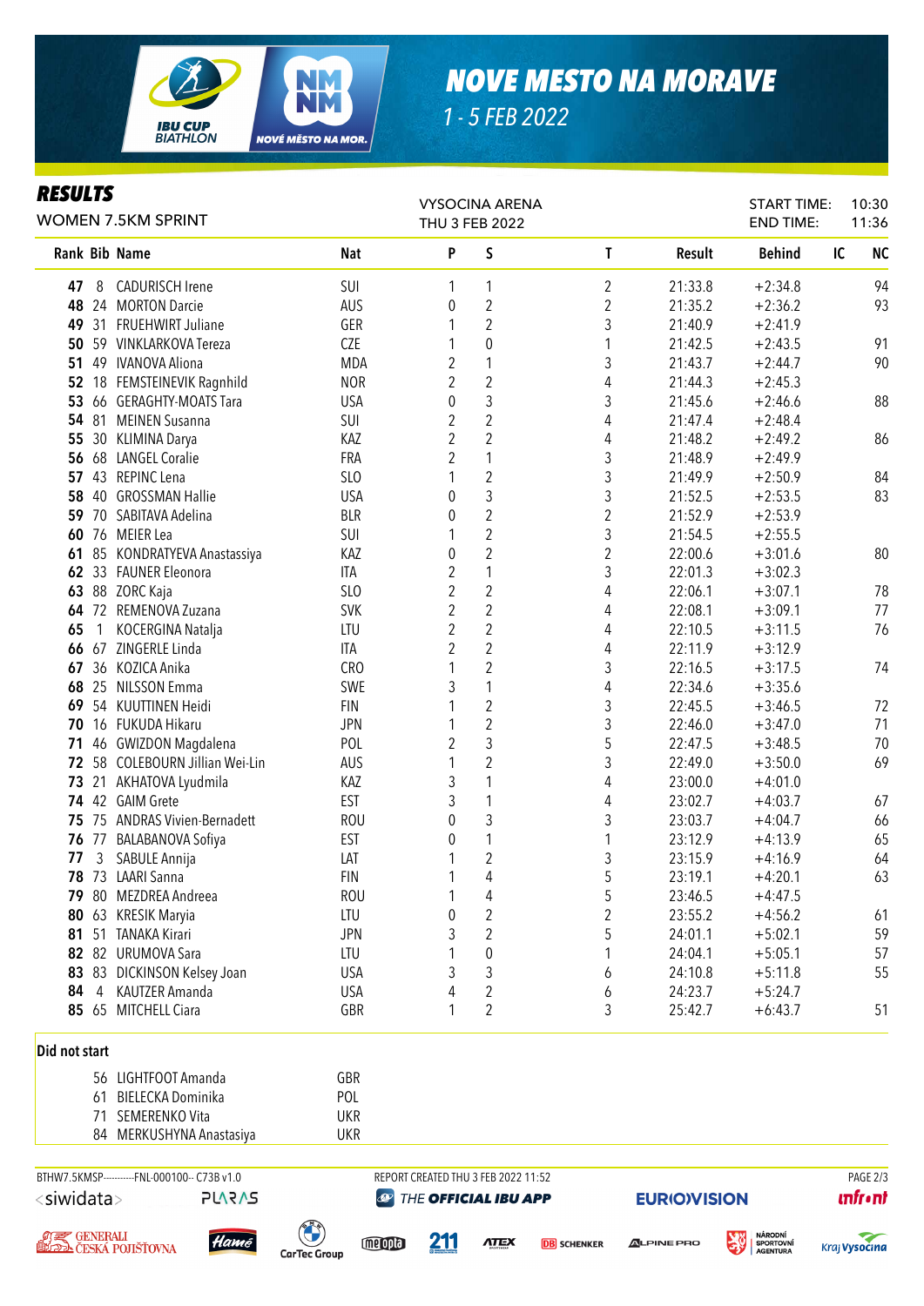# NOVE MESTO NA MORAVE

1 - 5 FEB 2022

## RESULTS

WOMEN 7.5KM SPRINT

VYSOCINA ARENA
THU 3 FEB 2022

START TIME: 10:30
END TIME: 11:36

| Rank | Bib | Name | Nat | P | S | T | Result | Behind | IC | NC |
|---|---|---|---|---|---|---|---|---|---|---|
| 47 | 8 | CADURISCH Irene | SUI | 1 | 1 | 2 | 21:33.8 | +2:34.8 | | 94 |
| 48 | 24 | MORTON Darcie | AUS | 0 | 2 | 2 | 21:35.2 | +2:36.2 | | 93 |
| 49 | 31 | FRUEHWIRT Juliane | GER | 1 | 2 | 3 | 21:40.9 | +2:41.9 | | |
| 50 | 59 | VINKLARKOVA Tereza | CZE | 1 | 0 | 1 | 21:42.5 | +2:43.5 | | 91 |
| 51 | 49 | IVANOVA Aliona | MDA | 2 | 1 | 3 | 21:43.7 | +2:44.7 | | 90 |
| 52 | 18 | FEMSTEINEVIK Ragnhild | NOR | 2 | 2 | 4 | 21:44.3 | +2:45.3 | | |
| 53 | 66 | GERAGHTY-MOATS Tara | USA | 0 | 3 | 3 | 21:45.6 | +2:46.6 | | 88 |
| 54 | 81 | MEINEN Susanna | SUI | 2 | 2 | 4 | 21:47.4 | +2:48.4 | | |
| 55 | 30 | KLIMINA Darya | KAZ | 2 | 2 | 4 | 21:48.2 | +2:49.2 | | 86 |
| 56 | 68 | LANGEL Coralie | FRA | 2 | 1 | 3 | 21:48.9 | +2:49.9 | | |
| 57 | 43 | REPINC Lena | SLO | 1 | 2 | 3 | 21:49.9 | +2:50.9 | | 84 |
| 58 | 40 | GROSSMAN Hallie | USA | 0 | 3 | 3 | 21:52.5 | +2:53.5 | | 83 |
| 59 | 70 | SABITAVA Adelina | BLR | 0 | 2 | 2 | 21:52.9 | +2:53.9 | | |
| 60 | 76 | MEIER Lea | SUI | 1 | 2 | 3 | 21:54.5 | +2:55.5 | | |
| 61 | 85 | KONDRATYEVA Anastassiya | KAZ | 0 | 2 | 2 | 22:00.6 | +3:01.6 | | 80 |
| 62 | 33 | FAUNER Eleonora | ITA | 2 | 1 | 3 | 22:01.3 | +3:02.3 | | |
| 63 | 88 | ZORC Kaja | SLO | 2 | 2 | 4 | 22:06.1 | +3:07.1 | | 78 |
| 64 | 72 | REMENOVA Zuzana | SVK | 2 | 2 | 4 | 22:08.1 | +3:09.1 | | 77 |
| 65 | 1 | KOCERGINA Natalja | LTU | 2 | 2 | 4 | 22:10.5 | +3:11.5 | | 76 |
| 66 | 67 | ZINGERLE Linda | ITA | 2 | 2 | 4 | 22:11.9 | +3:12.9 | | |
| 67 | 36 | KOZICA Anika | CRO | 1 | 2 | 3 | 22:16.5 | +3:17.5 | | 74 |
| 68 | 25 | NILSSON Emma | SWE | 3 | 1 | 4 | 22:34.6 | +3:35.6 | | |
| 69 | 54 | KUUTTINEN Heidi | FIN | 1 | 2 | 3 | 22:45.5 | +3:46.5 | | 72 |
| 70 | 16 | FUKUDA Hikaru | JPN | 1 | 2 | 3 | 22:46.0 | +3:47.0 | | 71 |
| 71 | 46 | GWIZDON Magdalena | POL | 2 | 3 | 5 | 22:47.5 | +3:48.5 | | 70 |
| 72 | 58 | COLEBOURN Jillian Wei-Lin | AUS | 1 | 2 | 3 | 22:49.0 | +3:50.0 | | 69 |
| 73 | 21 | AKHATOVA Lyudmila | KAZ | 3 | 1 | 4 | 23:00.0 | +4:01.0 | | |
| 74 | 42 | GAIM Grete | EST | 3 | 1 | 4 | 23:02.7 | +4:03.7 | | 67 |
| 75 | 75 | ANDRAS Vivien-Bernadett | ROU | 0 | 3 | 3 | 23:03.7 | +4:04.7 | | 66 |
| 76 | 77 | BALABANOVA Sofiya | EST | 0 | 1 | 1 | 23:12.9 | +4:13.9 | | 65 |
| 77 | 3 | SABULE Annija | LAT | 1 | 2 | 3 | 23:15.9 | +4:16.9 | | 64 |
| 78 | 73 | LAARI Sanna | FIN | 1 | 4 | 5 | 23:19.1 | +4:20.1 | | 63 |
| 79 | 80 | MEZDREA Andreea | ROU | 1 | 4 | 5 | 23:46.5 | +4:47.5 | | |
| 80 | 63 | KRESIK Maryia | LTU | 0 | 2 | 2 | 23:55.2 | +4:56.2 | | 61 |
| 81 | 51 | TANAKA Kirari | JPN | 3 | 2 | 5 | 24:01.1 | +5:02.1 | | 59 |
| 82 | 82 | URUMOVA Sara | LTU | 1 | 0 | 1 | 24:04.1 | +5:05.1 | | 57 |
| 83 | 83 | DICKINSON Kelsey Joan | USA | 3 | 3 | 6 | 24:10.8 | +5:11.8 | | 55 |
| 84 | 4 | KAUTZER Amanda | USA | 4 | 2 | 6 | 24:23.7 | +5:24.7 | | |
| 85 | 65 | MITCHELL Ciara | GBR | 1 | 2 | 3 | 25:42.7 | +6:43.7 | | 51 |

### Did not start

| Bib | Name | Nat |
|---|---|---|
| 56 | LIGHTFOOT Amanda | GBR |
| 61 | BIELECKA Dominika | POL |
| 71 | SEMERENKO Vita | UKR |
| 84 | MERKUSHYNA Anastasiya | UKR |

BTHW7.5KMSP-----------FNL-000100-- C73B v1.0 REPORT CREATED THU 3 FEB 2022 11:52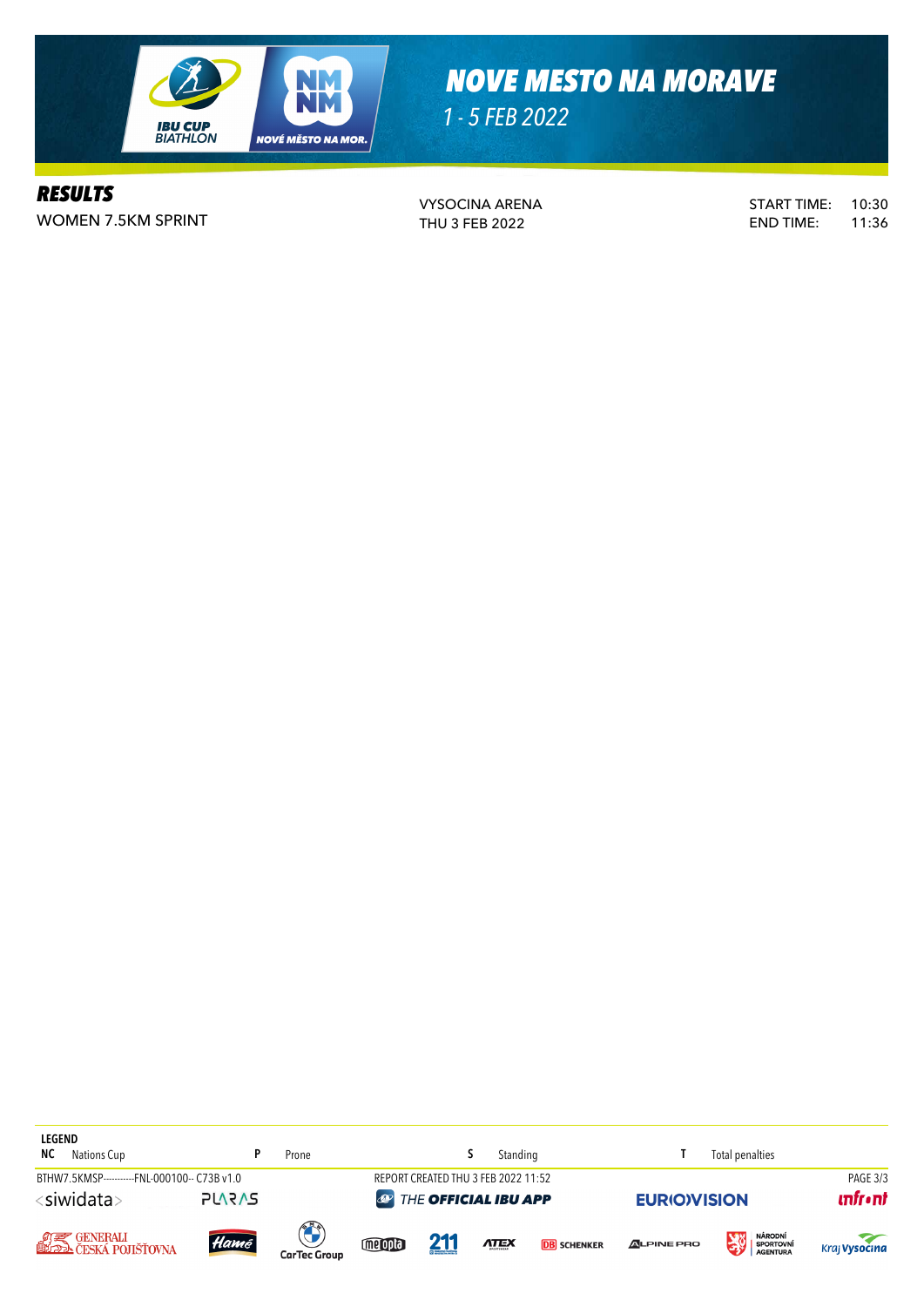## RESULTS

WOMEN 7.5KM SPRINT

VYSOCINA ARENA
THU 3 FEB 2022

START TIME: 10:30
END TIME: 11:36

**LEGEND**

| | | | | | |
|---|---|---|---|---|---|
| **NC** | Nations Cup | **P** | Prone | **S** | Standing |
| **T** | Total penalties | | | | |

BTHW7.5KMSP-----------FNL-000100-- C73B v1.0

REPORT CREATED THU 3 FEB 2022 11:52